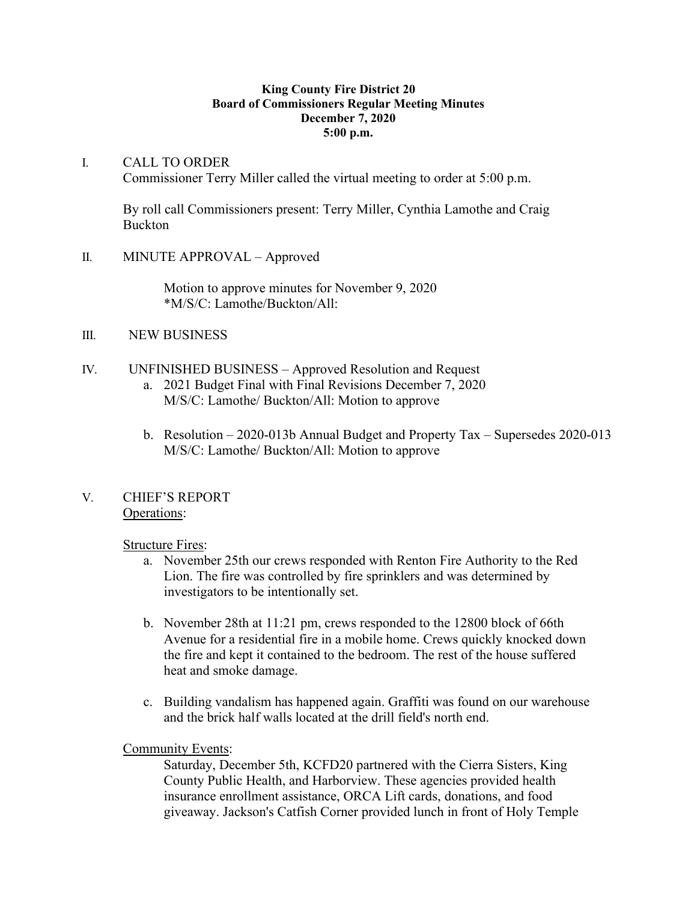**King County Fire District 20**
**Board of Commissioners Regular Meeting Minutes**
**December 7, 2020**
**5:00 p.m.**

I. CALL TO ORDER

Commissioner Terry Miller called the virtual meeting to order at 5:00 p.m.

By roll call Commissioners present: Terry Miller, Cynthia Lamothe and Craig Buckton

II. MINUTE APPROVAL – Approved

Motion to approve minutes for November 9, 2020
*M/S/C: Lamothe/Buckton/All:

III. NEW BUSINESS

IV. UNFINISHED BUSINESS – Approved Resolution and Request

a. 2021 Budget Final with Final Revisions December 7, 2020
M/S/C: Lamothe/ Buckton/All: Motion to approve

b. Resolution – 2020-013b Annual Budget and Property Tax – Supersedes 2020-013
M/S/C: Lamothe/ Buckton/All: Motion to approve

V. CHIEF'S REPORT

Operations:

Structure Fires:

a. November 25th our crews responded with Renton Fire Authority to the Red Lion. The fire was controlled by fire sprinklers and was determined by investigators to be intentionally set.

b. November 28th at 11:21 pm, crews responded to the 12800 block of 66th Avenue for a residential fire in a mobile home. Crews quickly knocked down the fire and kept it contained to the bedroom. The rest of the house suffered heat and smoke damage.

c. Building vandalism has happened again. Graffiti was found on our warehouse and the brick half walls located at the drill field's north end.

Community Events:

Saturday, December 5th, KCFD20 partnered with the Cierra Sisters, King County Public Health, and Harborview. These agencies provided health insurance enrollment assistance, ORCA Lift cards, donations, and food giveaway. Jackson's Catfish Corner provided lunch in front of Holy Temple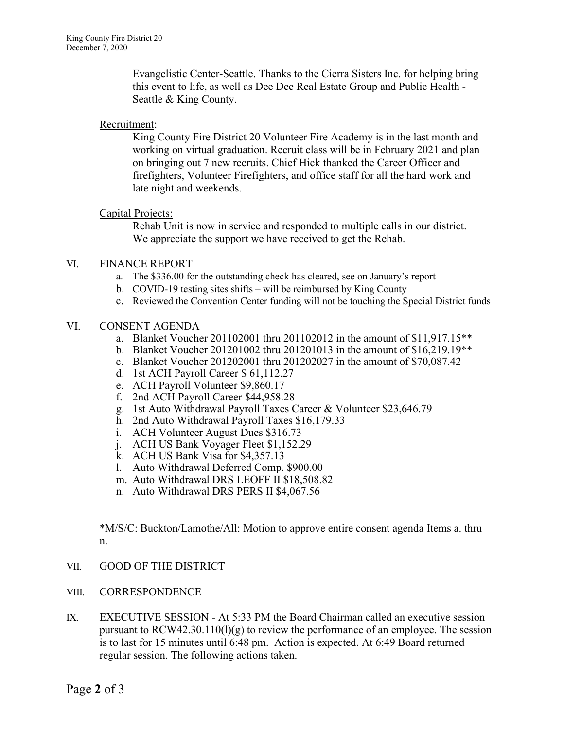Evangelistic Center-Seattle. Thanks to the Cierra Sisters Inc. for helping bring this event to life, as well as Dee Dee Real Estate Group and Public Health - Seattle & King County.

Recruitment:

King County Fire District 20 Volunteer Fire Academy is in the last month and working on virtual graduation. Recruit class will be in February 2021 and plan on bringing out 7 new recruits. Chief Hick thanked the Career Officer and firefighters, Volunteer Firefighters, and office staff for all the hard work and late night and weekends.

Capital Projects:

Rehab Unit is now in service and responded to multiple calls in our district. We appreciate the support we have received to get the Rehab.

VI. FINANCE REPORT

a. The $336.00 for the outstanding check has cleared, see on January's report
b. COVID-19 testing sites shifts – will be reimbursed by King County
c. Reviewed the Convention Center funding will not be touching the Special District funds

VI. CONSENT AGENDA

a. Blanket Voucher 201102001 thru 201102012 in the amount of $11,917.15**
b. Blanket Voucher 201201002 thru 201201013 in the amount of $16,219.19**
c. Blanket Voucher 201202001 thru 201202027 in the amount of $70,087.42
d. 1st ACH Payroll Career $ 61,112.27
e. ACH Payroll Volunteer $9,860.17
f. 2nd ACH Payroll Career $44,958.28
g. 1st Auto Withdrawal Payroll Taxes Career & Volunteer $23,646.79
h. 2nd Auto Withdrawal Payroll Taxes $16,179.33
i. ACH Volunteer August Dues $316.73
j. ACH US Bank Voyager Fleet $1,152.29
k. ACH US Bank Visa for $4,357.13
l. Auto Withdrawal Deferred Comp. $900.00
m. Auto Withdrawal DRS LEOFF II $18,508.82
n. Auto Withdrawal DRS PERS II $4,067.56

*M/S/C: Buckton/Lamothe/All: Motion to approve entire consent agenda Items a. thru n.

VII. GOOD OF THE DISTRICT

VIII. CORRESPONDENCE

IX. EXECUTIVE SESSION - At 5:33 PM the Board Chairman called an executive session pursuant to RCW42.30.110(l)(g) to review the performance of an employee. The session is to last for 15 minutes until 6:48 pm. Action is expected. At 6:49 Board returned regular session. The following actions taken.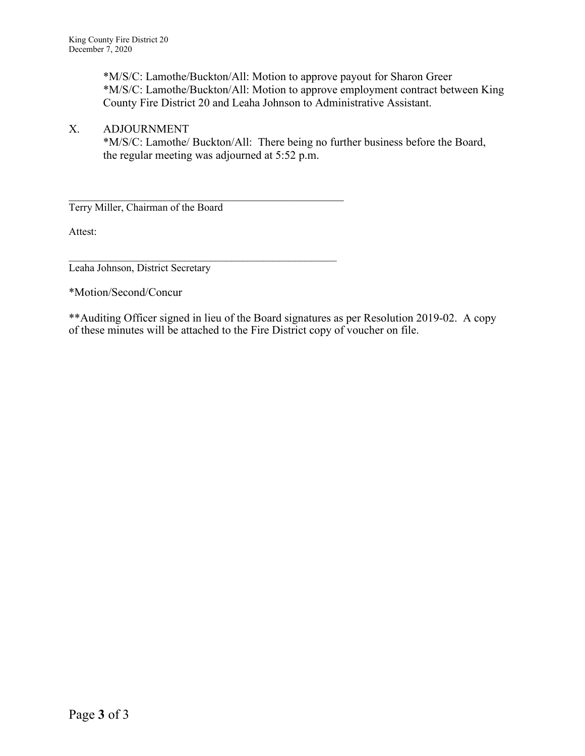*M/S/C: Lamothe/Buckton/All: Motion to approve payout for Sharon Greer
*M/S/C: Lamothe/Buckton/All: Motion to approve employment contract between King County Fire District 20 and Leaha Johnson to Administrative Assistant.

X. ADJOURNMENT
*M/S/C: Lamothe/ Buckton/All: There being no further business before the Board, the regular meeting was adjourned at 5:52 p.m.

___________________________________________________
Terry Miller, Chairman of the Board

Attest:

___________________________________________________
Leaha Johnson, District Secretary

*Motion/Second/Concur

**Auditing Officer signed in lieu of the Board signatures as per Resolution 2019-02. A copy of these minutes will be attached to the Fire District copy of voucher on file.